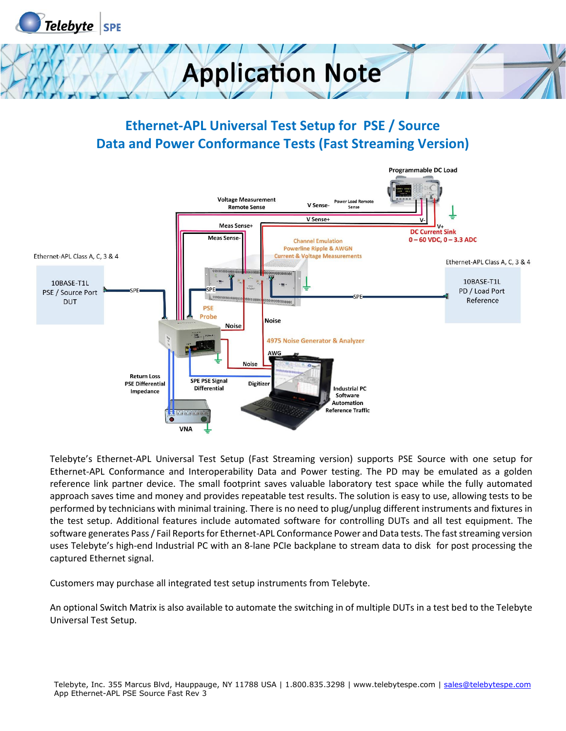# Application Note

## Ethernet-APL Universal Test Setup for PSE / Source Data and Power Conformance Tests (Fast Streaming Version)

Telebyte's Ethernet-APL Universal Test Setup (Fast Streaming version) supports PSE Source with one setup for Ethernet-APL Conformance and Interoperability Data and Power testing. The PD may be emulated as a golden reference link partner device. The small footprint saves valuable laboratory test space while the fully automated approach saves time and money and provides repeatable test results. The solution is easy to use, allowing tests to be performed by technicians with minimal training. There is no need to plug/unplug different instruments and fixtures in the test setup. Additional features include automated software for controlling DUTs and all test equipment. The software generates Pass / Fail Reports for Ethernet-APL Conformance Power and Data tests. The fast streaming version uses Telebyte's high-end Industrial PC with an 8-lane PCIe backplane to stream data to disk for post processing the captured Ethernet signal.

Customers may purchase all integrated test setup instruments from Telebyte.

An optional Switch Matrix is also available to automate the switching in of multiple DUTs in a test bed to the Telebyte Universal Test Setup.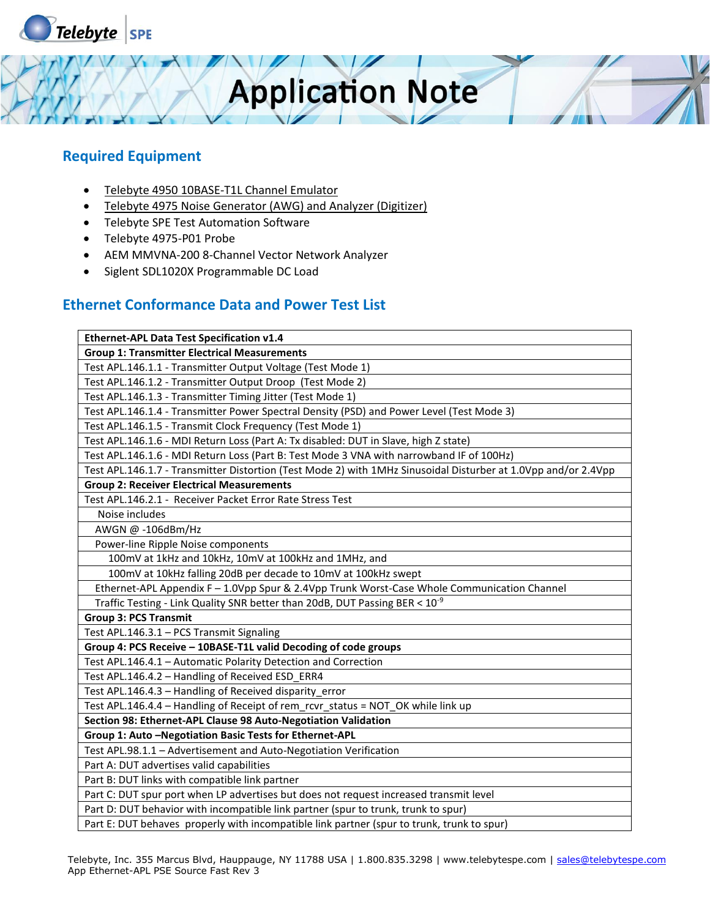## Required Equipment

- Telebyte 4950 10BASE-T1L Channel Emulator
- Telebyte 4975 Noise Generator (AWG) and Analyzer (Digitizer)
- Telebyte SPE Test Automation Software
- Telebyte 4975-P01 Probe
- AEM MMVNA-200 8-Channel Vector Network Analyzer
- Siglent SDL1020X Programmable DC Load

## Ethernet Conformance Data and Power Test List

| **Ethernet-APL Data Test Specification v1.4** |
|---|
| **Group 1: Transmitter Electrical Measurements** |
| Test APL.146.1.1 - Transmitter Output Voltage (Test Mode 1) |
| Test APL.146.1.2 - Transmitter Output Droop (Test Mode 2) |
| Test APL.146.1.3 - Transmitter Timing Jitter (Test Mode 1) |
| Test APL.146.1.4 - Transmitter Power Spectral Density (PSD) and Power Level (Test Mode 3) |
| Test APL.146.1.5 - Transmit Clock Frequency (Test Mode 1) |
| Test APL.146.1.6 - MDI Return Loss (Part A: Tx disabled: DUT in Slave, high Z state) |
| Test APL.146.1.6 - MDI Return Loss (Part B: Test Mode 3 VNA with narrowband IF of 100Hz) |
| Test APL.146.1.7 - Transmitter Distortion (Test Mode 2) with 1MHz Sinusoidal Disturber at 1.0Vpp and/or 2.4Vpp |
| **Group 2: Receiver Electrical Measurements** |
| Test APL.146.2.1 - Receiver Packet Error Rate Stress Test |
| Noise includes |
| AWGN @ -106dBm/Hz |
| Power-line Ripple Noise components |
| 100mV at 1kHz and 10kHz, 10mV at 100kHz and 1MHz, and |
| 100mV at 10kHz falling 20dB per decade to 10mV at 100kHz swept |
| Ethernet-APL Appendix F – 1.0Vpp Spur & 2.4Vpp Trunk Worst-Case Whole Communication Channel |
| Traffic Testing - Link Quality SNR better than 20dB, DUT Passing BER < $10^{-9}$ |
| **Group 3: PCS Transmit** |
| Test APL.146.3.1 – PCS Transmit Signaling |
| **Group 4: PCS Receive – 10BASE-T1L valid Decoding of code groups** |
| Test APL.146.4.1 – Automatic Polarity Detection and Correction |
| Test APL.146.4.2 – Handling of Received ESD_ERR4 |
| Test APL.146.4.3 – Handling of Received disparity_error |
| Test APL.146.4.4 – Handling of Receipt of rem_rcvr_status = NOT_OK while link up |
| **Section 98: Ethernet-APL Clause 98 Auto-Negotiation Validation** |
| **Group 1: Auto –Negotiation Basic Tests for Ethernet-APL** |
| Test APL.98.1.1 – Advertisement and Auto-Negotiation Verification |
| Part A: DUT advertises valid capabilities |
| Part B: DUT links with compatible link partner |
| Part C: DUT spur port when LP advertises but does not request increased transmit level |
| Part D: DUT behavior with incompatible link partner (spur to trunk, trunk to spur) |
| Part E: DUT behaves properly with incompatible link partner (spur to trunk, trunk to spur) |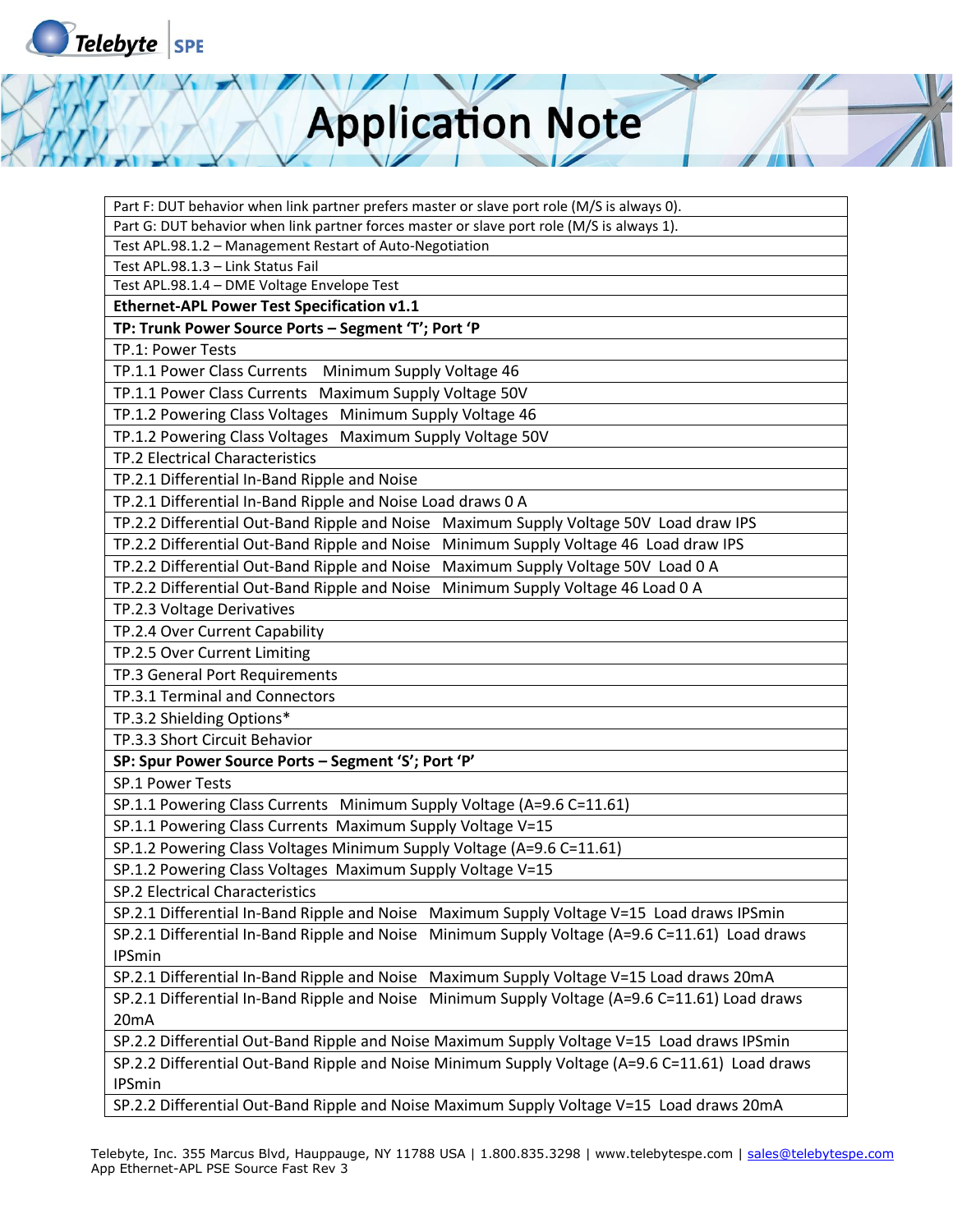| Part F: DUT behavior when link partner prefers master or slave port role (M/S is always 0). |
|---|
| Part G: DUT behavior when link partner forces master or slave port role (M/S is always 1). |
| Test APL.98.1.2 – Management Restart of Auto-Negotiation |
| Test APL.98.1.3 – Link Status Fail |
| Test APL.98.1.4 – DME Voltage Envelope Test |
| **Ethernet-APL Power Test Specification v1.1** |
| **TP: Trunk Power Source Ports – Segment 'T'; Port 'P** |
| TP.1: Power Tests |
| TP.1.1 Power Class Currents   Minimum Supply Voltage 46 |
| TP.1.1 Power Class Currents   Maximum Supply Voltage 50V |
| TP.1.2 Powering Class Voltages   Minimum Supply Voltage 46 |
| TP.1.2 Powering Class Voltages   Maximum Supply Voltage 50V |
| TP.2 Electrical Characteristics |
| TP.2.1 Differential In-Band Ripple and Noise |
| TP.2.1 Differential In-Band Ripple and Noise Load draws 0 A |
| TP.2.2 Differential Out-Band Ripple and Noise   Maximum Supply Voltage 50V  Load draw IPS |
| TP.2.2 Differential Out-Band Ripple and Noise   Minimum Supply Voltage 46  Load draw IPS |
| TP.2.2 Differential Out-Band Ripple and Noise   Maximum Supply Voltage 50V  Load 0 A |
| TP.2.2 Differential Out-Band Ripple and Noise   Minimum Supply Voltage 46 Load 0 A |
| TP.2.3 Voltage Derivatives |
| TP.2.4 Over Current Capability |
| TP.2.5 Over Current Limiting |
| TP.3 General Port Requirements |
| TP.3.1 Terminal and Connectors |
| TP.3.2 Shielding Options* |
| TP.3.3 Short Circuit Behavior |
| **SP: Spur Power Source Ports – Segment 'S'; Port 'P'** |
| SP.1 Power Tests |
| SP.1.1 Powering Class Currents   Minimum Supply Voltage (A=9.6 C=11.61) |
| SP.1.1 Powering Class Currents  Maximum Supply Voltage V=15 |
| SP.1.2 Powering Class Voltages Minimum Supply Voltage (A=9.6 C=11.61) |
| SP.1.2 Powering Class Voltages  Maximum Supply Voltage V=15 |
| SP.2 Electrical Characteristics |
| SP.2.1 Differential In-Band Ripple and Noise   Maximum Supply Voltage V=15  Load draws IPSmin |
| SP.2.1 Differential In-Band Ripple and Noise   Minimum Supply Voltage (A=9.6 C=11.61)  Load draws IPSmin |
| SP.2.1 Differential In-Band Ripple and Noise   Maximum Supply Voltage V=15 Load draws 20mA |
| SP.2.1 Differential In-Band Ripple and Noise   Minimum Supply Voltage (A=9.6 C=11.61) Load draws 20mA |
| SP.2.2 Differential Out-Band Ripple and Noise Maximum Supply Voltage V=15  Load draws IPSmin |
| SP.2.2 Differential Out-Band Ripple and Noise Minimum Supply Voltage (A=9.6 C=11.61)  Load draws IPSmin |
| SP.2.2 Differential Out-Band Ripple and Noise Maximum Supply Voltage V=15  Load draws 20mA |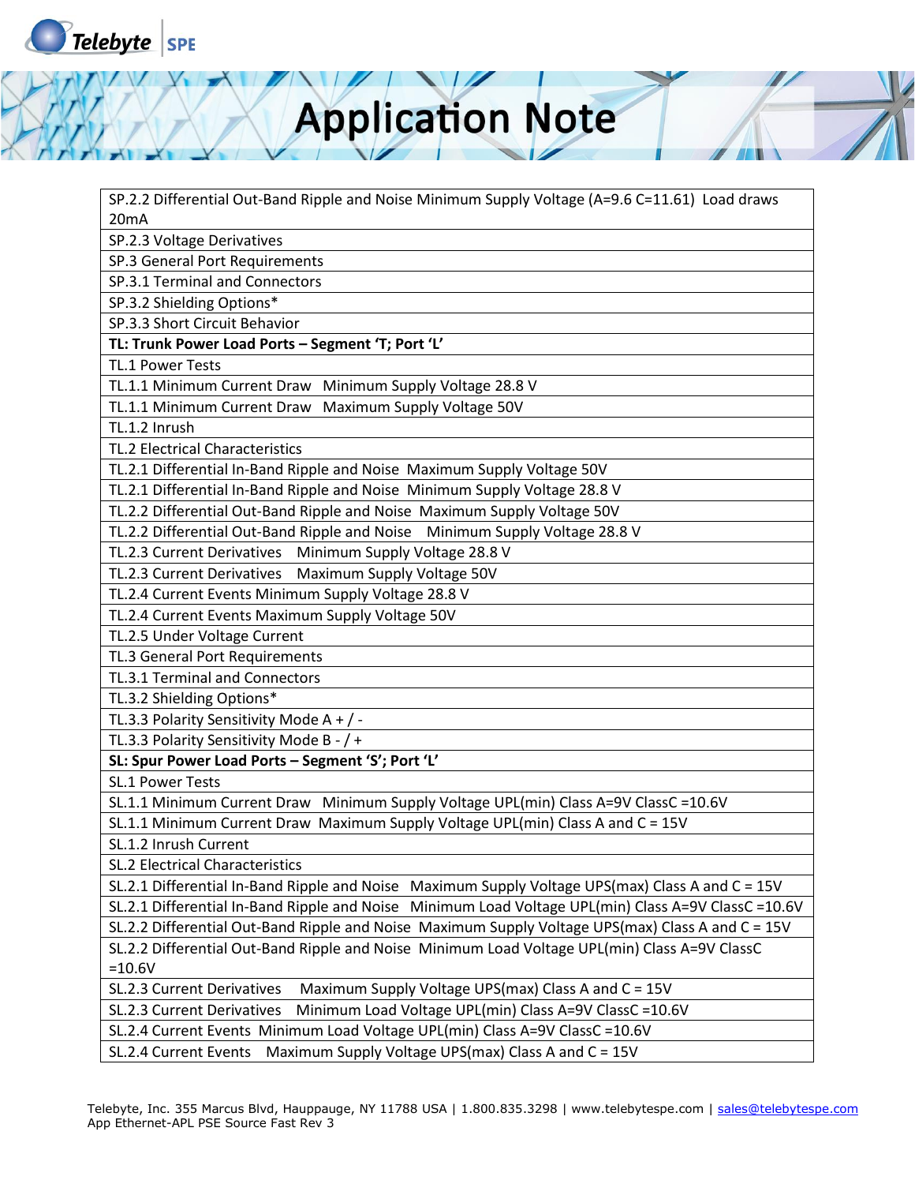# Application Note

| SP.2.2 Differential Out-Band Ripple and Noise Minimum Supply Voltage (A=9.6 C=11.61) Load draws 20mA |
|---|
| SP.2.3 Voltage Derivatives |
| SP.3 General Port Requirements |
| SP.3.1 Terminal and Connectors |
| SP.3.2 Shielding Options* |
| SP.3.3 Short Circuit Behavior |
| **TL: Trunk Power Load Ports – Segment 'T'; Port 'L'** |
| TL.1 Power Tests |
| TL.1.1 Minimum Current Draw Minimum Supply Voltage 28.8 V |
| TL.1.1 Minimum Current Draw Maximum Supply Voltage 50V |
| TL.1.2 Inrush |
| TL.2 Electrical Characteristics |
| TL.2.1 Differential In-Band Ripple and Noise Maximum Supply Voltage 50V |
| TL.2.1 Differential In-Band Ripple and Noise Minimum Supply Voltage 28.8 V |
| TL.2.2 Differential Out-Band Ripple and Noise Maximum Supply Voltage 50V |
| TL.2.2 Differential Out-Band Ripple and Noise Minimum Supply Voltage 28.8 V |
| TL.2.3 Current Derivatives Minimum Supply Voltage 28.8 V |
| TL.2.3 Current Derivatives Maximum Supply Voltage 50V |
| TL.2.4 Current Events Minimum Supply Voltage 28.8 V |
| TL.2.4 Current Events Maximum Supply Voltage 50V |
| TL.2.5 Under Voltage Current |
| TL.3 General Port Requirements |
| TL.3.1 Terminal and Connectors |
| TL.3.2 Shielding Options* |
| TL.3.3 Polarity Sensitivity Mode A + / - |
| TL.3.3 Polarity Sensitivity Mode B - / + |
| **SL: Spur Power Load Ports – Segment 'S'; Port 'L'** |
| SL.1 Power Tests |
| SL.1.1 Minimum Current Draw Minimum Supply Voltage UPL(min) Class A=9V ClassC =10.6V |
| SL.1.1 Minimum Current Draw Maximum Supply Voltage UPL(min) Class A and C = 15V |
| SL.1.2 Inrush Current |
| SL.2 Electrical Characteristics |
| SL.2.1 Differential In-Band Ripple and Noise Maximum Supply Voltage UPS(max) Class A and C = 15V |
| SL.2.1 Differential In-Band Ripple and Noise Minimum Load Voltage UPL(min) Class A=9V ClassC =10.6V |
| SL.2.2 Differential Out-Band Ripple and Noise Maximum Supply Voltage UPS(max) Class A and C = 15V |
| SL.2.2 Differential Out-Band Ripple and Noise Minimum Load Voltage UPL(min) Class A=9V ClassC =10.6V |
| SL.2.3 Current Derivatives Maximum Supply Voltage UPS(max) Class A and C = 15V |
| SL.2.3 Current Derivatives Minimum Load Voltage UPL(min) Class A=9V ClassC =10.6V |
| SL.2.4 Current Events Minimum Load Voltage UPL(min) Class A=9V ClassC =10.6V |
| SL.2.4 Current Events Maximum Supply Voltage UPS(max) Class A and C = 15V |

Telebyte, Inc. 355 Marcus Blvd, Hauppauge, NY 11788 USA | 1.800.835.3298 | www.telebytespe.com | sales@telebytespe.com
App Ethernet-APL PSE Source Fast Rev 3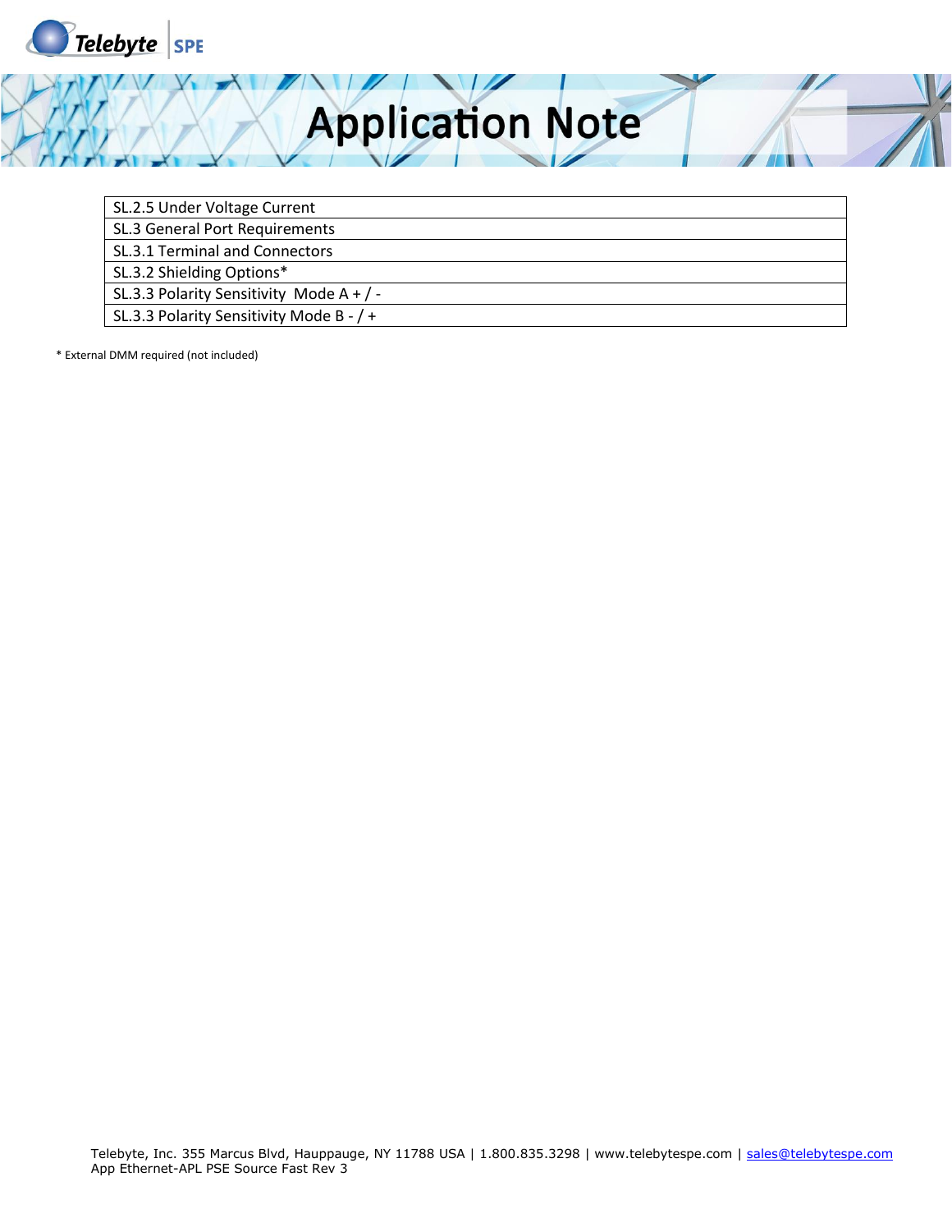| |
|---|
| SL.2.5 Under Voltage Current |
| SL.3 General Port Requirements |
| SL.3.1 Terminal and Connectors |
| SL.3.2 Shielding Options* |
| SL.3.3 Polarity Sensitivity Mode A + / - |
| SL.3.3 Polarity Sensitivity Mode B - / + |

* External DMM required (not included)